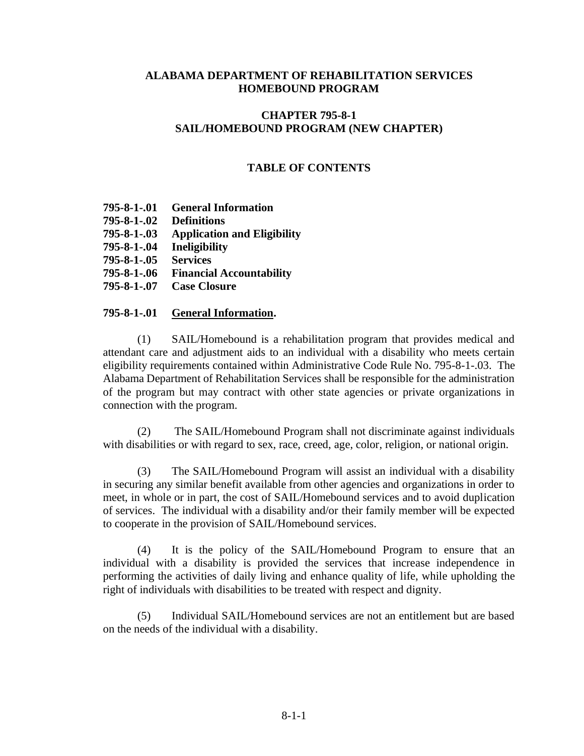# ALABAMA DEPARTMENT OF REHABILITATION SERVICES
# HOMEBOUND PROGRAM

## CHAPTER 795-8-1
## SAIL/HOMEBOUND PROGRAM (NEW CHAPTER)

### TABLE OF CONTENTS

**795-8-1-.01 General Information**
**795-8-1-.02 Definitions**
**795-8-1-.03 Application and Eligibility**
**795-8-1-.04 Ineligibility**
**795-8-1-.05 Services**
**795-8-1-.06 Financial Accountability**
**795-8-1-.07 Case Closure**

**795-8-1-.01 General Information.**

(1) SAIL/Homebound is a rehabilitation program that provides medical and attendant care and adjustment aids to an individual with a disability who meets certain eligibility requirements contained within Administrative Code Rule No. 795-8-1-.03. The Alabama Department of Rehabilitation Services shall be responsible for the administration of the program but may contract with other state agencies or private organizations in connection with the program.

(2) The SAIL/Homebound Program shall not discriminate against individuals with disabilities or with regard to sex, race, creed, age, color, religion, or national origin.

(3) The SAIL/Homebound Program will assist an individual with a disability in securing any similar benefit available from other agencies and organizations in order to meet, in whole or in part, the cost of SAIL/Homebound services and to avoid duplication of services. The individual with a disability and/or their family member will be expected to cooperate in the provision of SAIL/Homebound services.

(4) It is the policy of the SAIL/Homebound Program to ensure that an individual with a disability is provided the services that increase independence in performing the activities of daily living and enhance quality of life, while upholding the right of individuals with disabilities to be treated with respect and dignity.

(5) Individual SAIL/Homebound services are not an entitlement but are based on the needs of the individual with a disability.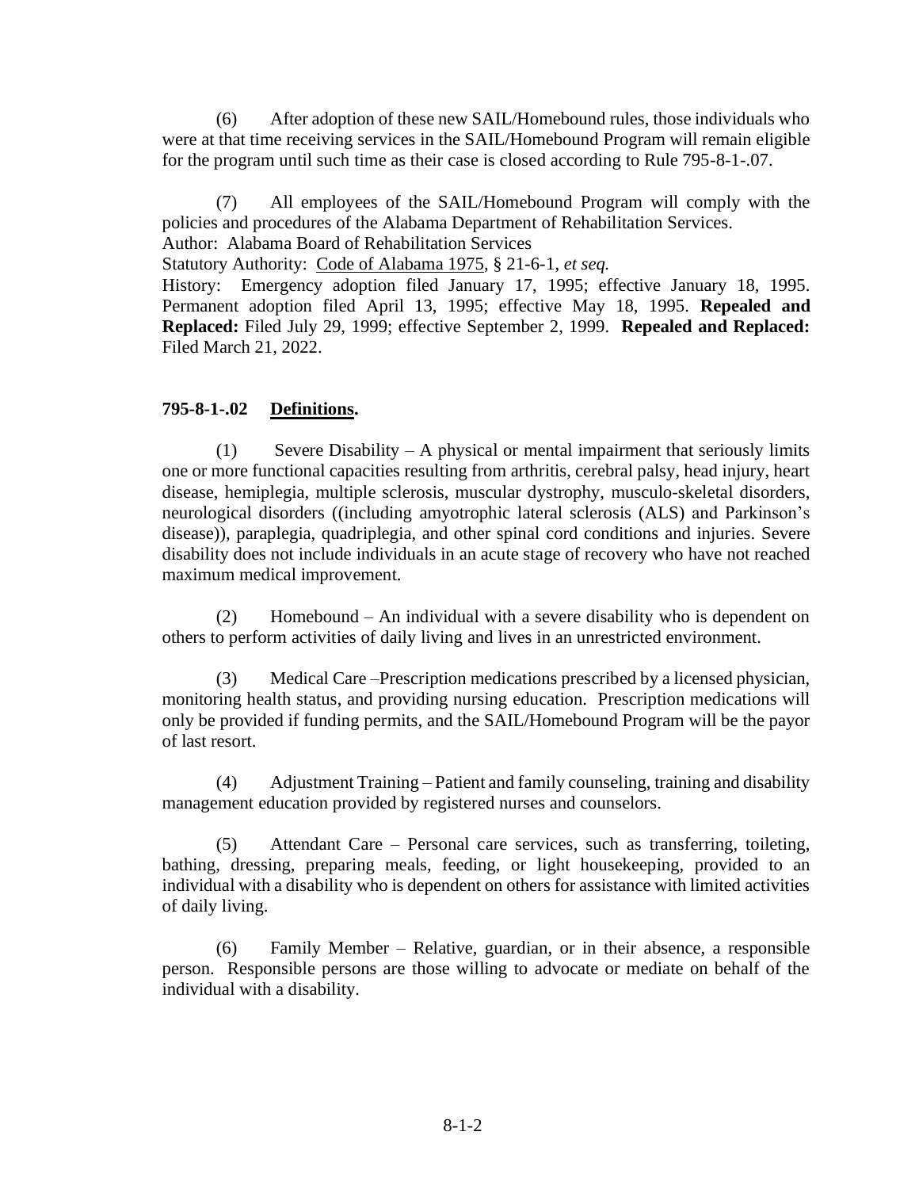(6) After adoption of these new SAIL/Homebound rules, those individuals who were at that time receiving services in the SAIL/Homebound Program will remain eligible for the program until such time as their case is closed according to Rule 795-8-1-.07.

(7) All employees of the SAIL/Homebound Program will comply with the policies and procedures of the Alabama Department of Rehabilitation Services.

Author: Alabama Board of Rehabilitation Services

Statutory Authority: Code of Alabama 1975, § 21-6-1, *et seq.*

History: Emergency adoption filed January 17, 1995; effective January 18, 1995. Permanent adoption filed April 13, 1995; effective May 18, 1995. **Repealed and Replaced:** Filed July 29, 1999; effective September 2, 1999. **Repealed and Replaced:** Filed March 21, 2022.

**795-8-1-.02 Definitions.**

(1) Severe Disability – A physical or mental impairment that seriously limits one or more functional capacities resulting from arthritis, cerebral palsy, head injury, heart disease, hemiplegia, multiple sclerosis, muscular dystrophy, musculo-skeletal disorders, neurological disorders ((including amyotrophic lateral sclerosis (ALS) and Parkinson's disease)), paraplegia, quadriplegia, and other spinal cord conditions and injuries. Severe disability does not include individuals in an acute stage of recovery who have not reached maximum medical improvement.

(2) Homebound – An individual with a severe disability who is dependent on others to perform activities of daily living and lives in an unrestricted environment.

(3) Medical Care –Prescription medications prescribed by a licensed physician, monitoring health status, and providing nursing education. Prescription medications will only be provided if funding permits, and the SAIL/Homebound Program will be the payor of last resort.

(4) Adjustment Training – Patient and family counseling, training and disability management education provided by registered nurses and counselors.

(5) Attendant Care – Personal care services, such as transferring, toileting, bathing, dressing, preparing meals, feeding, or light housekeeping, provided to an individual with a disability who is dependent on others for assistance with limited activities of daily living.

(6) Family Member – Relative, guardian, or in their absence, a responsible person. Responsible persons are those willing to advocate or mediate on behalf of the individual with a disability.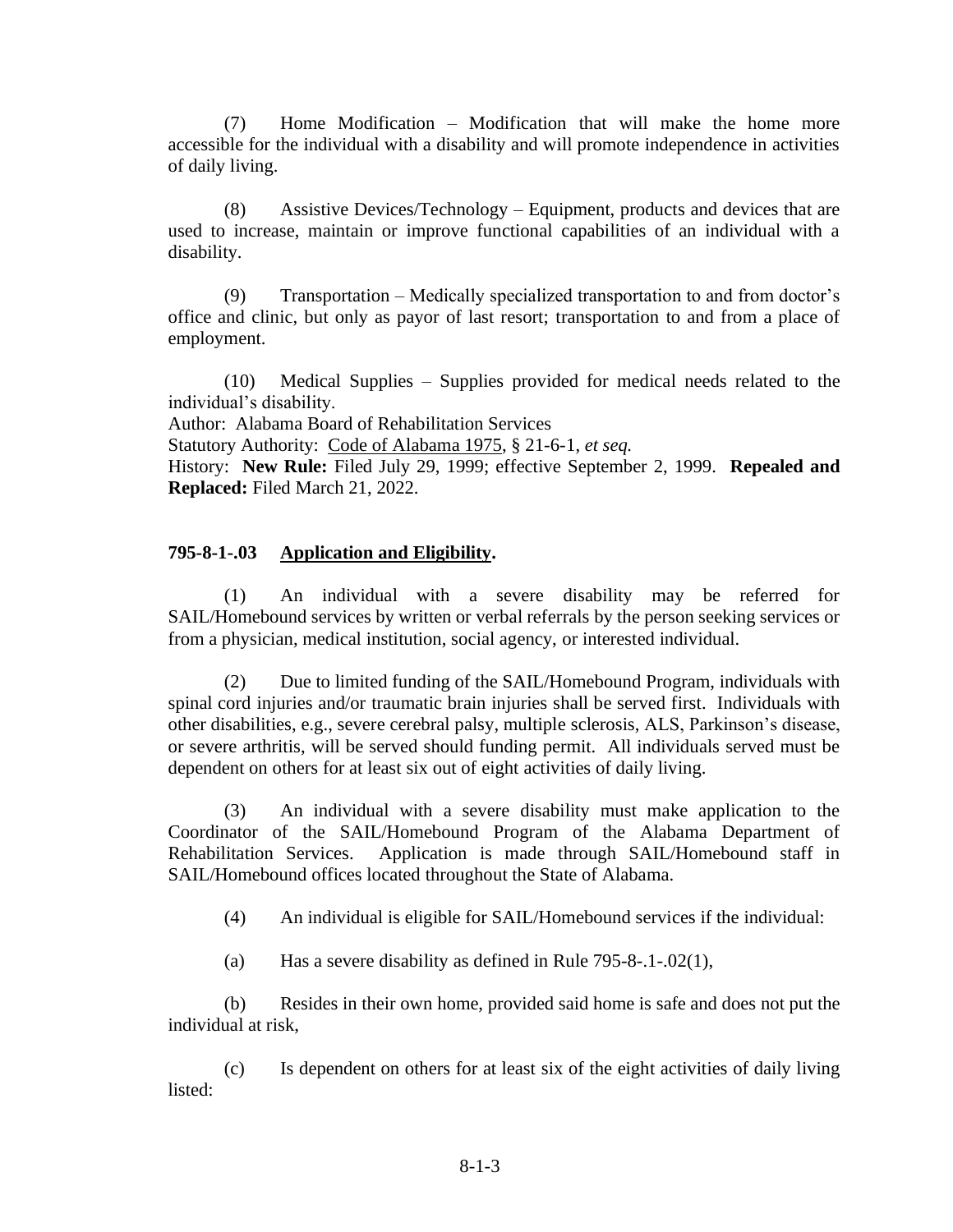(7) Home Modification – Modification that will make the home more accessible for the individual with a disability and will promote independence in activities of daily living.

(8) Assistive Devices/Technology – Equipment, products and devices that are used to increase, maintain or improve functional capabilities of an individual with a disability.

(9) Transportation – Medically specialized transportation to and from doctor's office and clinic, but only as payor of last resort; transportation to and from a place of employment.

(10) Medical Supplies – Supplies provided for medical needs related to the individual's disability.

Author: Alabama Board of Rehabilitation Services

Statutory Authority: Code of Alabama 1975, § 21-6-1, *et seq.*

History: **New Rule:** Filed July 29, 1999; effective September 2, 1999. **Repealed and Replaced:** Filed March 21, 2022.

**795-8-1-.03 Application and Eligibility.**

(1) An individual with a severe disability may be referred for SAIL/Homebound services by written or verbal referrals by the person seeking services or from a physician, medical institution, social agency, or interested individual.

(2) Due to limited funding of the SAIL/Homebound Program, individuals with spinal cord injuries and/or traumatic brain injuries shall be served first. Individuals with other disabilities, e.g., severe cerebral palsy, multiple sclerosis, ALS, Parkinson's disease, or severe arthritis, will be served should funding permit. All individuals served must be dependent on others for at least six out of eight activities of daily living.

(3) An individual with a severe disability must make application to the Coordinator of the SAIL/Homebound Program of the Alabama Department of Rehabilitation Services. Application is made through SAIL/Homebound staff in SAIL/Homebound offices located throughout the State of Alabama.

(4) An individual is eligible for SAIL/Homebound services if the individual:

(a) Has a severe disability as defined in Rule 795-8-.1-.02(1),

(b) Resides in their own home, provided said home is safe and does not put the individual at risk,

(c) Is dependent on others for at least six of the eight activities of daily living listed: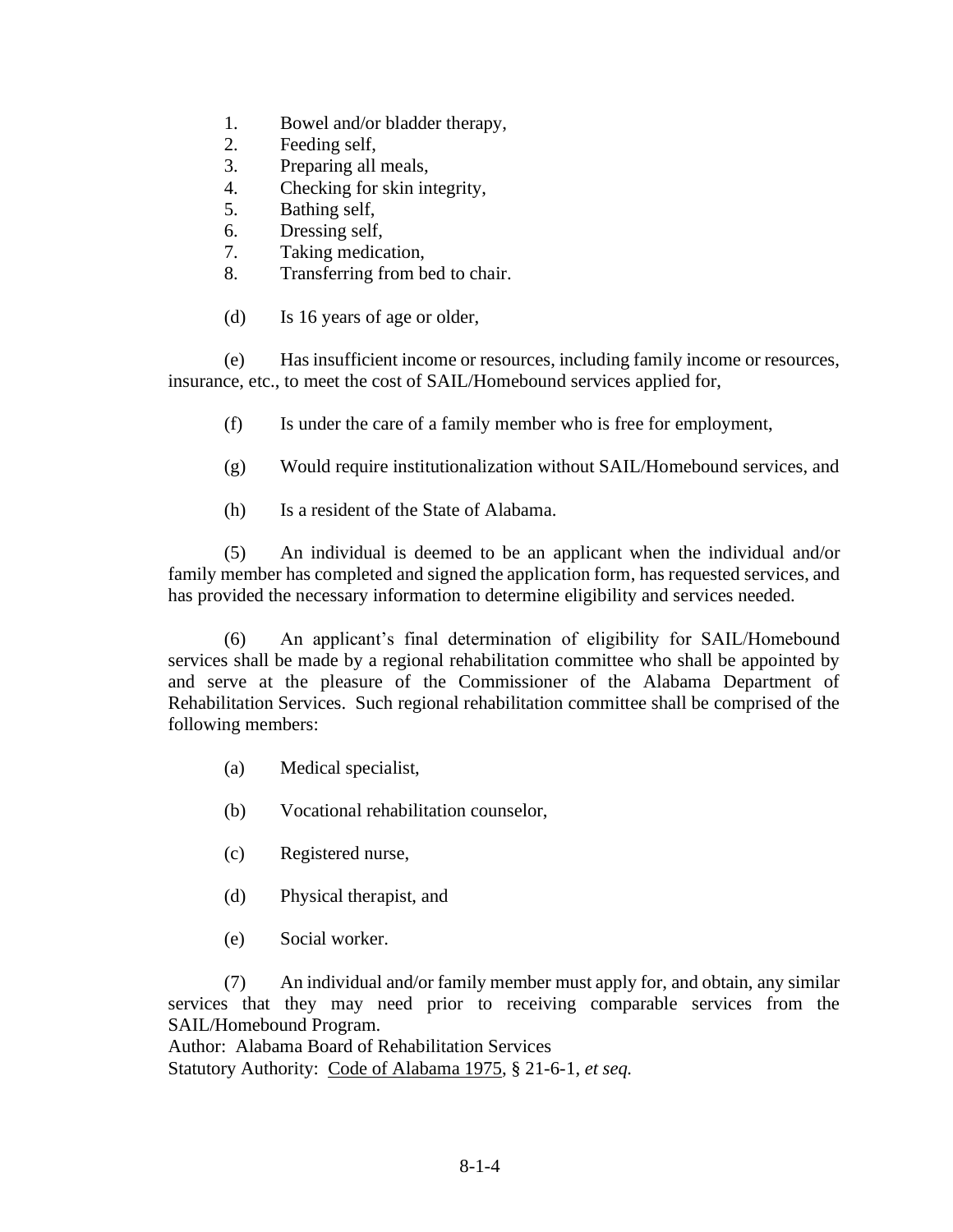1. Bowel and/or bladder therapy,
2. Feeding self,
3. Preparing all meals,
4. Checking for skin integrity,
5. Bathing self,
6. Dressing self,
7. Taking medication,
8. Transferring from bed to chair.

(d) Is 16 years of age or older,

(e) Has insufficient income or resources, including family income or resources, insurance, etc., to meet the cost of SAIL/Homebound services applied for,

(f) Is under the care of a family member who is free for employment,

(g) Would require institutionalization without SAIL/Homebound services, and

(h) Is a resident of the State of Alabama.

(5) An individual is deemed to be an applicant when the individual and/or family member has completed and signed the application form, has requested services, and has provided the necessary information to determine eligibility and services needed.

(6) An applicant's final determination of eligibility for SAIL/Homebound services shall be made by a regional rehabilitation committee who shall be appointed by and serve at the pleasure of the Commissioner of the Alabama Department of Rehabilitation Services. Such regional rehabilitation committee shall be comprised of the following members:

(a) Medical specialist,

(b) Vocational rehabilitation counselor,

(c) Registered nurse,

(d) Physical therapist, and

(e) Social worker.

(7) An individual and/or family member must apply for, and obtain, any similar services that they may need prior to receiving comparable services from the SAIL/Homebound Program.

Author: Alabama Board of Rehabilitation Services
Statutory Authority: Code of Alabama 1975, § 21-6-1, *et seq.*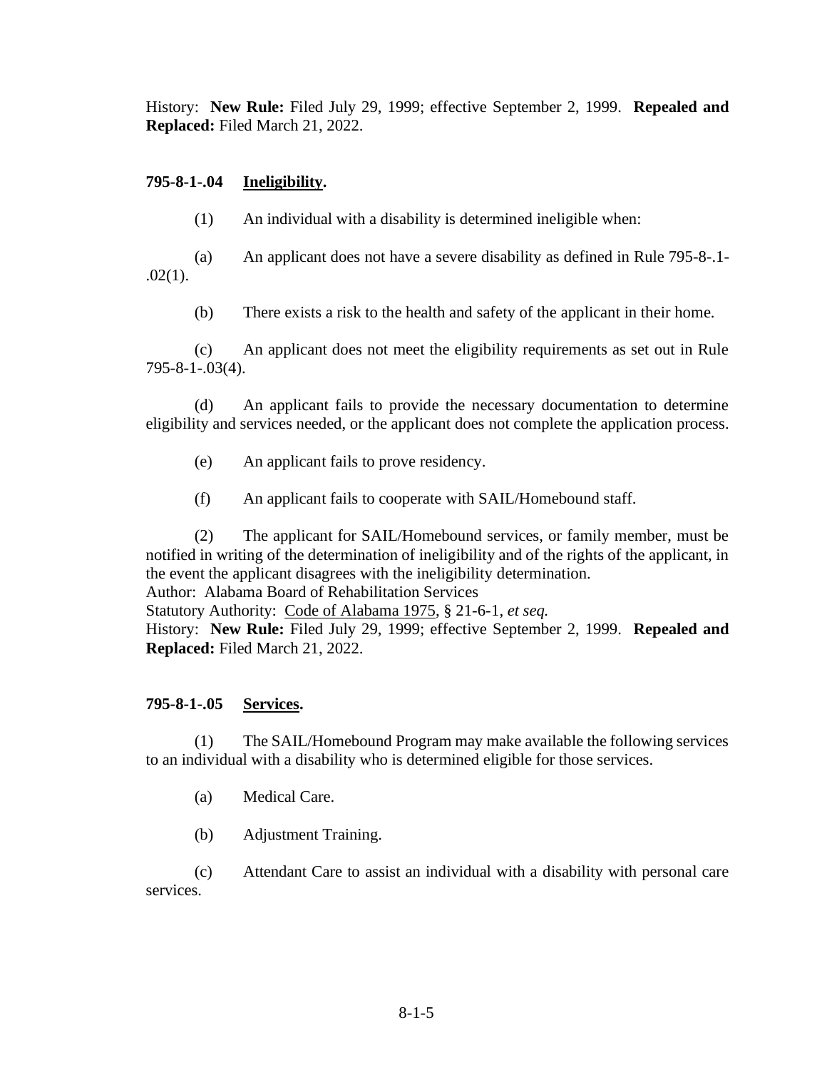History: **New Rule:** Filed July 29, 1999; effective September 2, 1999. **Repealed and Replaced:** Filed March 21, 2022.

**795-8-1-.04 Ineligibility.**

(1) An individual with a disability is determined ineligible when:

(a) An applicant does not have a severe disability as defined in Rule 795-8-.1-.02(1).

(b) There exists a risk to the health and safety of the applicant in their home.

(c) An applicant does not meet the eligibility requirements as set out in Rule 795-8-1-.03(4).

(d) An applicant fails to provide the necessary documentation to determine eligibility and services needed, or the applicant does not complete the application process.

(e) An applicant fails to prove residency.

(f) An applicant fails to cooperate with SAIL/Homebound staff.

(2) The applicant for SAIL/Homebound services, or family member, must be notified in writing of the determination of ineligibility and of the rights of the applicant, in the event the applicant disagrees with the ineligibility determination.

Author: Alabama Board of Rehabilitation Services

Statutory Authority: Code of Alabama 1975, § 21-6-1, *et seq.*

History: **New Rule:** Filed July 29, 1999; effective September 2, 1999. **Repealed and Replaced:** Filed March 21, 2022.

**795-8-1-.05 Services.**

(1) The SAIL/Homebound Program may make available the following services to an individual with a disability who is determined eligible for those services.

(a) Medical Care.

(b) Adjustment Training.

(c) Attendant Care to assist an individual with a disability with personal care services.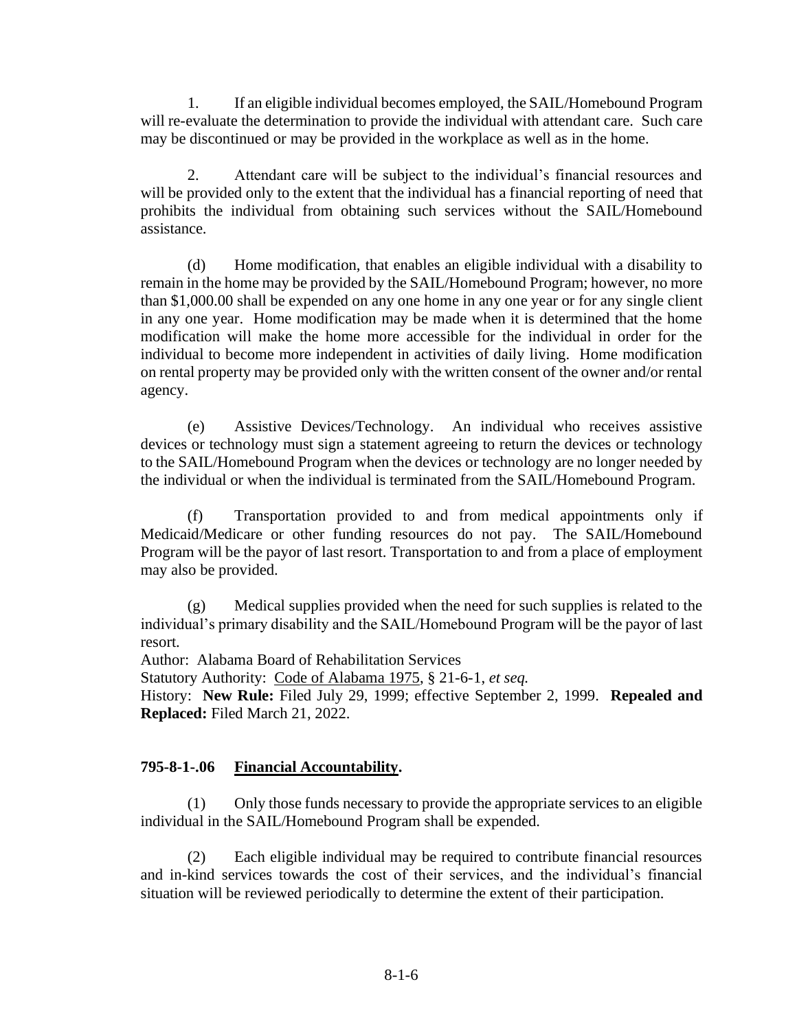1. If an eligible individual becomes employed, the SAIL/Homebound Program will re-evaluate the determination to provide the individual with attendant care. Such care may be discontinued or may be provided in the workplace as well as in the home.

2. Attendant care will be subject to the individual's financial resources and will be provided only to the extent that the individual has a financial reporting of need that prohibits the individual from obtaining such services without the SAIL/Homebound assistance.

(d) Home modification, that enables an eligible individual with a disability to remain in the home may be provided by the SAIL/Homebound Program; however, no more than $1,000.00 shall be expended on any one home in any one year or for any single client in any one year. Home modification may be made when it is determined that the home modification will make the home more accessible for the individual in order for the individual to become more independent in activities of daily living. Home modification on rental property may be provided only with the written consent of the owner and/or rental agency.

(e) Assistive Devices/Technology. An individual who receives assistive devices or technology must sign a statement agreeing to return the devices or technology to the SAIL/Homebound Program when the devices or technology are no longer needed by the individual or when the individual is terminated from the SAIL/Homebound Program.

(f) Transportation provided to and from medical appointments only if Medicaid/Medicare or other funding resources do not pay. The SAIL/Homebound Program will be the payor of last resort. Transportation to and from a place of employment may also be provided.

(g) Medical supplies provided when the need for such supplies is related to the individual's primary disability and the SAIL/Homebound Program will be the payor of last resort.

Author: Alabama Board of Rehabilitation Services
Statutory Authority: Code of Alabama 1975, § 21-6-1, *et seq.*
History: **New Rule:** Filed July 29, 1999; effective September 2, 1999. **Repealed and Replaced:** Filed March 21, 2022.

### 795-8-1-.06 Financial Accountability.

(1) Only those funds necessary to provide the appropriate services to an eligible individual in the SAIL/Homebound Program shall be expended.

(2) Each eligible individual may be required to contribute financial resources and in-kind services towards the cost of their services, and the individual's financial situation will be reviewed periodically to determine the extent of their participation.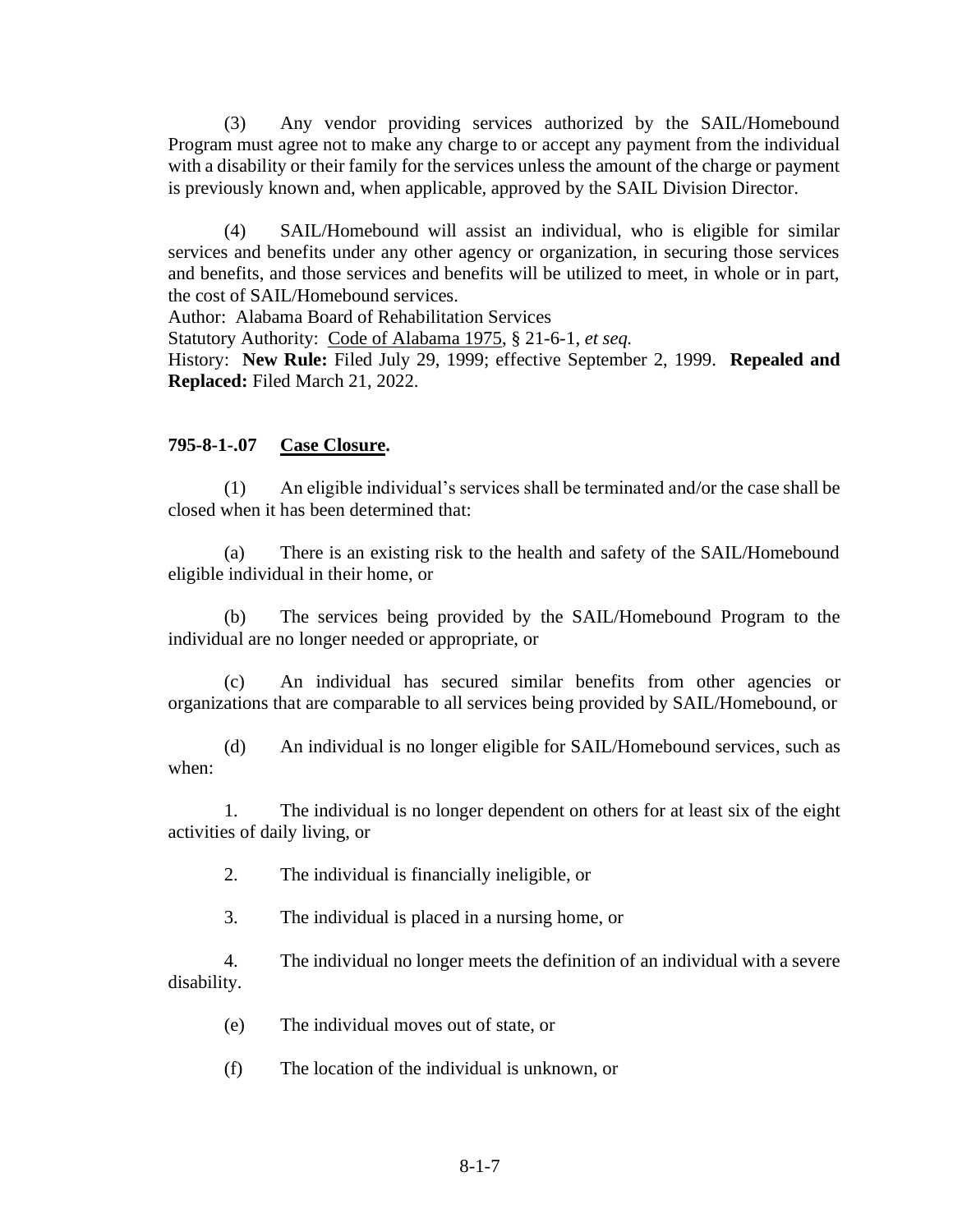(3) Any vendor providing services authorized by the SAIL/Homebound Program must agree not to make any charge to or accept any payment from the individual with a disability or their family for the services unless the amount of the charge or payment is previously known and, when applicable, approved by the SAIL Division Director.

(4) SAIL/Homebound will assist an individual, who is eligible for similar services and benefits under any other agency or organization, in securing those services and benefits, and those services and benefits will be utilized to meet, in whole or in part, the cost of SAIL/Homebound services.

Author: Alabama Board of Rehabilitation Services
Statutory Authority: Code of Alabama 1975, § 21-6-1, *et seq.*
History: **New Rule:** Filed July 29, 1999; effective September 2, 1999. **Repealed and Replaced:** Filed March 21, 2022.

**795-8-1-.07 Case Closure.**

(1) An eligible individual's services shall be terminated and/or the case shall be closed when it has been determined that:

(a) There is an existing risk to the health and safety of the SAIL/Homebound eligible individual in their home, or

(b) The services being provided by the SAIL/Homebound Program to the individual are no longer needed or appropriate, or

(c) An individual has secured similar benefits from other agencies or organizations that are comparable to all services being provided by SAIL/Homebound, or

(d) An individual is no longer eligible for SAIL/Homebound services, such as when:

1. The individual is no longer dependent on others for at least six of the eight activities of daily living, or

2. The individual is financially ineligible, or

3. The individual is placed in a nursing home, or

4. The individual no longer meets the definition of an individual with a severe disability.

(e) The individual moves out of state, or

(f) The location of the individual is unknown, or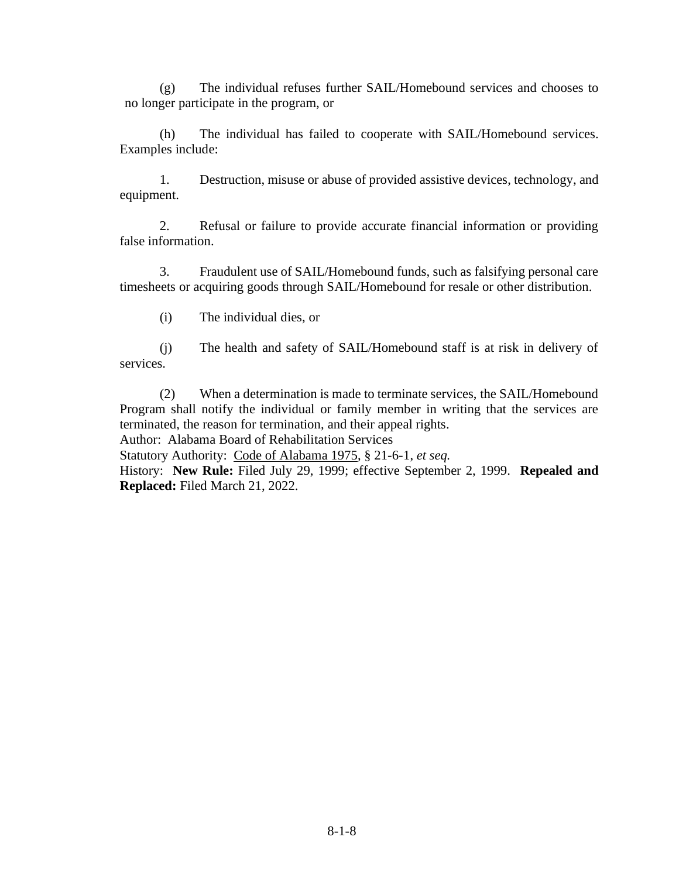(g) The individual refuses further SAIL/Homebound services and chooses to no longer participate in the program, or

(h) The individual has failed to cooperate with SAIL/Homebound services. Examples include:

1. Destruction, misuse or abuse of provided assistive devices, technology, and equipment.

2. Refusal or failure to provide accurate financial information or providing false information.

3. Fraudulent use of SAIL/Homebound funds, such as falsifying personal care timesheets or acquiring goods through SAIL/Homebound for resale or other distribution.

(i) The individual dies, or

(j) The health and safety of SAIL/Homebound staff is at risk in delivery of services.

(2) When a determination is made to terminate services, the SAIL/Homebound Program shall notify the individual or family member in writing that the services are terminated, the reason for termination, and their appeal rights.

Author: Alabama Board of Rehabilitation Services

Statutory Authority: Code of Alabama 1975, § 21-6-1, *et seq.*

History: **New Rule:** Filed July 29, 1999; effective September 2, 1999. **Repealed and Replaced:** Filed March 21, 2022.